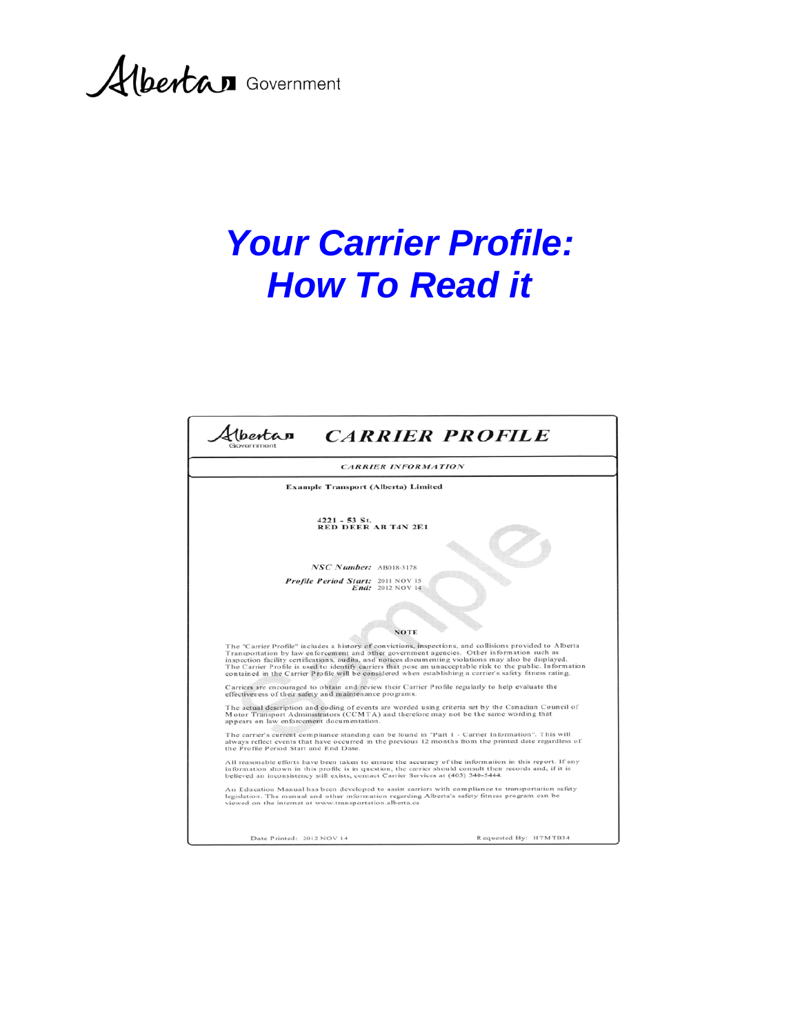Alberta Government

# Your Carrier Profile: How To Read it

Alberta Government

## CARRIER PROFILE

### CARRIER INFORMATION

**Example Transport (Alberta) Limited**

**4221 - 53 St.**
**RED DEER AB T4N 2E1**

***NSC Number:*** AB018-3178

***Profile Period Start:*** 2011 NOV 15
***End:*** 2012 NOV 14

**NOTE**

The "Carrier Profile" includes a history of convictions, inspections, and collisions provided to Alberta Transportation by law enforcement and other government agencies. Other information such as inspection facility certifications, audits, and notices documenting violations may also be displayed. The Carrier Profile is used to identify carriers that pose an unacceptable risk to the public. Information contained in the Carrier Profile will be considered when establishing a carrier's safety fitness rating.

Carriers are encouraged to obtain and review their Carrier Profile regularly to help evaluate the effectiveness of their safety and maintenance programs.

The actual description and coding of events are worded using criteria set by the Canadian Council of Motor Transport Administrators (CCMTA) and therefore may not be the same wording that appears on law enforcement documentation.

The carrier's current compliance standing can be found in "Part 1 - Carrier Information". This will always reflect events that have occurred in the previous 12 months from the printed date regardless of the Profile Period Start and End Date.

All reasonable efforts have been taken to ensure the accuracy of the information in this report. If any information shown in this profile is in question, the carrier should consult their records and, if it is believed an inconsistency still exists, contact Carrier Services at (403) 340-5444.

An Education Manual has been developed to assist carriers with compliance to transportation safety legislation. The manual and other information regarding Alberta's safety fitness program can be viewed on the internet at www.transportation.alberta.ca

Date Printed: 2012 NOV 14

Requested By: HTMTB34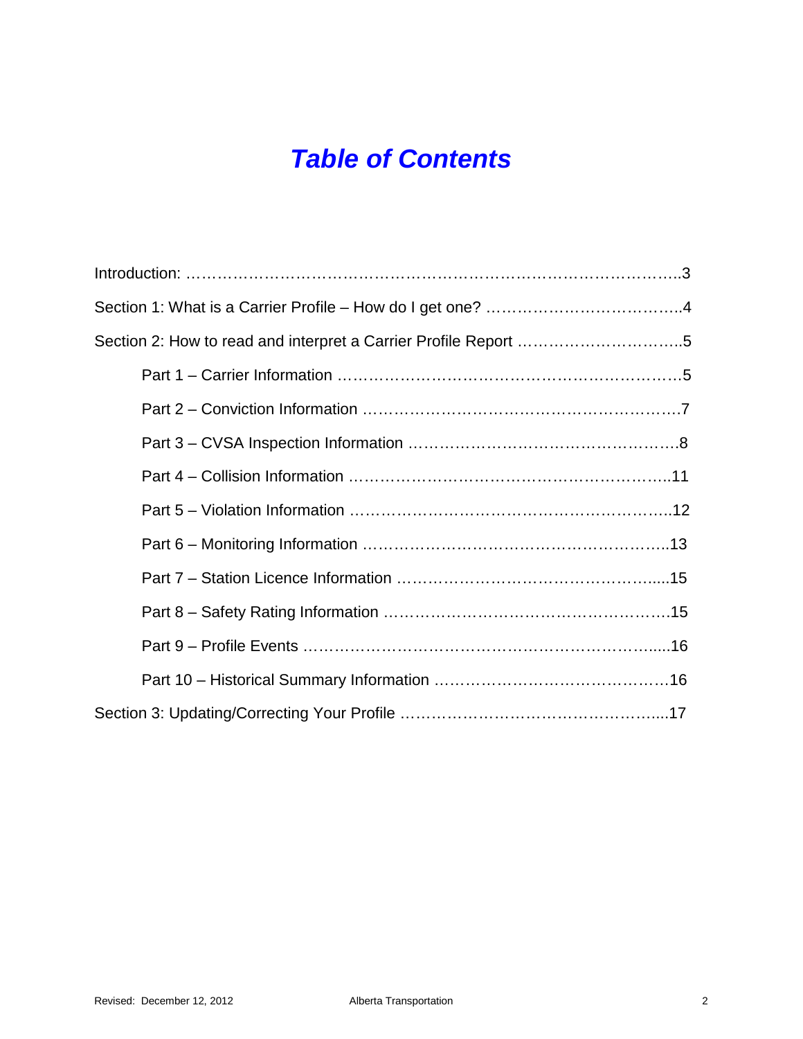# *Table of Contents*

Introduction: ……………………………………………………………………………………..3

Section 1: What is a Carrier Profile – How do I get one? ………………………………..4

Section 2: How to read and interpret a Carrier Profile Report …………………………..5

- Part 1 – Carrier Information ……………………………………………………………5
- Part 2 – Conviction Information ………………………………………………………7
- Part 3 – CVSA Inspection Information ……………………………………………..8
- Part 4 – Collision Information …………………………………………………….11
- Part 5 – Violation Information …………………………………………………….12
- Part 6 – Monitoring Information ………………………………………………….13
- Part 7 – Station Licence Information ……………………………………….....15
- Part 8 – Safety Rating Information ………………………………………………15
- Part 9 – Profile Events ………………………………………………………….....16
- Part 10 – Historical Summary Information ……………………………………16

Section 3: Updating/Correcting Your Profile …………………………………………...17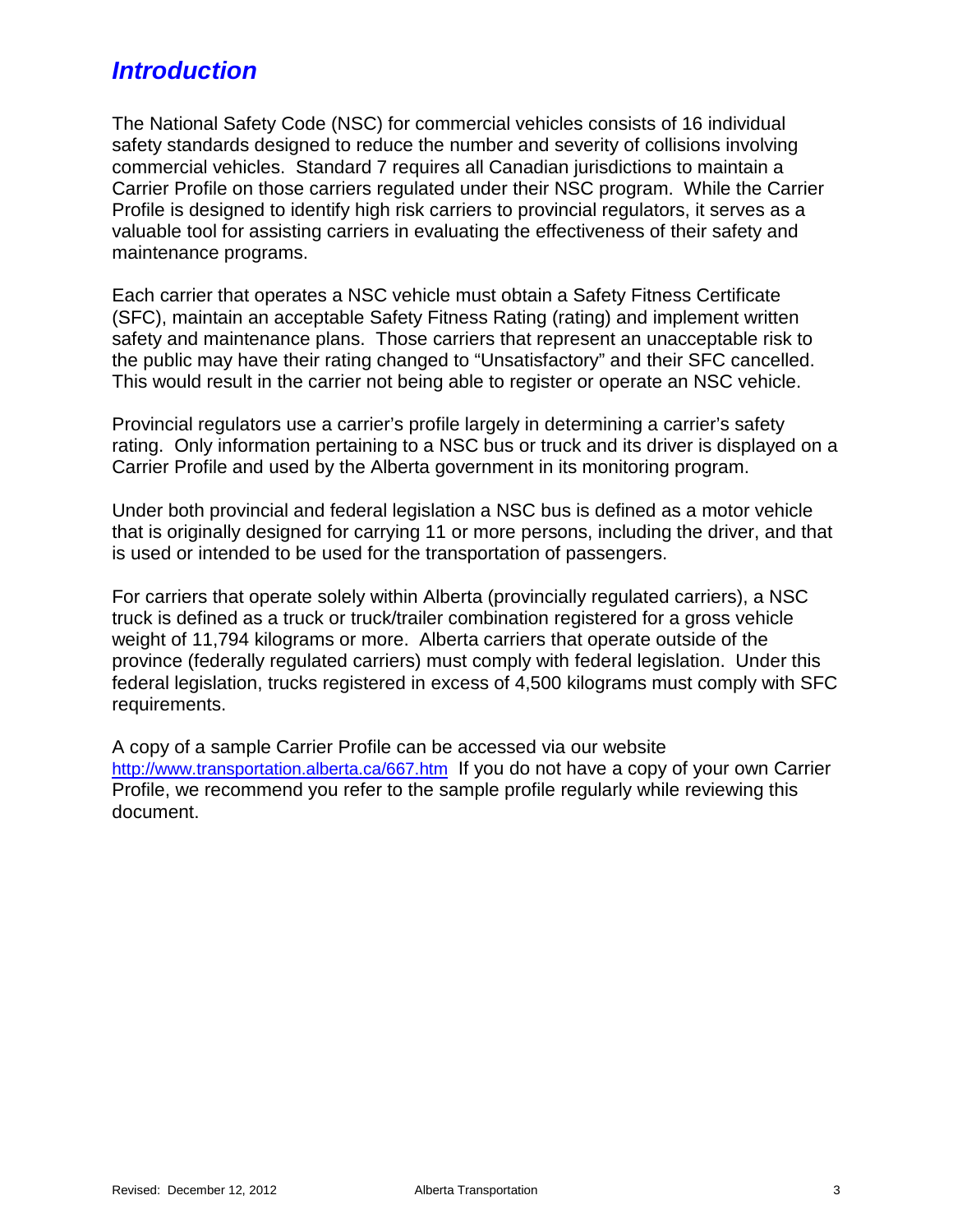## *Introduction*

The National Safety Code (NSC) for commercial vehicles consists of 16 individual safety standards designed to reduce the number and severity of collisions involving commercial vehicles. Standard 7 requires all Canadian jurisdictions to maintain a Carrier Profile on those carriers regulated under their NSC program. While the Carrier Profile is designed to identify high risk carriers to provincial regulators, it serves as a valuable tool for assisting carriers in evaluating the effectiveness of their safety and maintenance programs.

Each carrier that operates a NSC vehicle must obtain a Safety Fitness Certificate (SFC), maintain an acceptable Safety Fitness Rating (rating) and implement written safety and maintenance plans. Those carriers that represent an unacceptable risk to the public may have their rating changed to “Unsatisfactory” and their SFC cancelled. This would result in the carrier not being able to register or operate an NSC vehicle.

Provincial regulators use a carrier’s profile largely in determining a carrier’s safety rating. Only information pertaining to a NSC bus or truck and its driver is displayed on a Carrier Profile and used by the Alberta government in its monitoring program.

Under both provincial and federal legislation a NSC bus is defined as a motor vehicle that is originally designed for carrying 11 or more persons, including the driver, and that is used or intended to be used for the transportation of passengers.

For carriers that operate solely within Alberta (provincially regulated carriers), a NSC truck is defined as a truck or truck/trailer combination registered for a gross vehicle weight of 11,794 kilograms or more. Alberta carriers that operate outside of the province (federally regulated carriers) must comply with federal legislation. Under this federal legislation, trucks registered in excess of 4,500 kilograms must comply with SFC requirements.

A copy of a sample Carrier Profile can be accessed via our website http://www.transportation.alberta.ca/667.htm If you do not have a copy of your own Carrier Profile, we recommend you refer to the sample profile regularly while reviewing this document.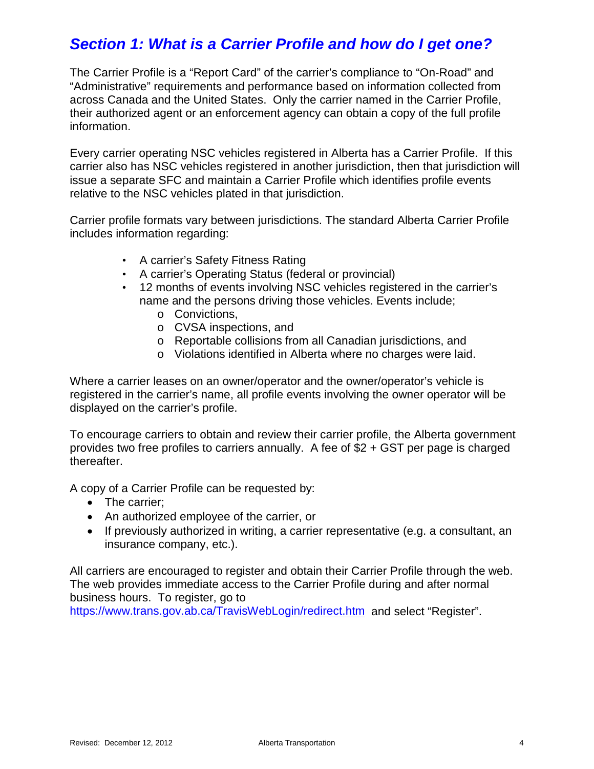## *Section 1: What is a Carrier Profile and how do I get one?*

The Carrier Profile is a "Report Card" of the carrier's compliance to "On-Road" and "Administrative" requirements and performance based on information collected from across Canada and the United States. Only the carrier named in the Carrier Profile, their authorized agent or an enforcement agency can obtain a copy of the full profile information.

Every carrier operating NSC vehicles registered in Alberta has a Carrier Profile. If this carrier also has NSC vehicles registered in another jurisdiction, then that jurisdiction will issue a separate SFC and maintain a Carrier Profile which identifies profile events relative to the NSC vehicles plated in that jurisdiction.

Carrier profile formats vary between jurisdictions. The standard Alberta Carrier Profile includes information regarding:

- A carrier's Safety Fitness Rating
- A carrier's Operating Status (federal or provincial)
- 12 months of events involving NSC vehicles registered in the carrier's name and the persons driving those vehicles. Events include;
  - Convictions,
  - CVSA inspections, and
  - Reportable collisions from all Canadian jurisdictions, and
  - Violations identified in Alberta where no charges were laid.

Where a carrier leases on an owner/operator and the owner/operator's vehicle is registered in the carrier's name, all profile events involving the owner operator will be displayed on the carrier's profile.

To encourage carriers to obtain and review their carrier profile, the Alberta government provides two free profiles to carriers annually. A fee of $2 + GST per page is charged thereafter.

A copy of a Carrier Profile can be requested by:

- The carrier;
- An authorized employee of the carrier, or
- If previously authorized in writing, a carrier representative (e.g. a consultant, an insurance company, etc.).

All carriers are encouraged to register and obtain their Carrier Profile through the web. The web provides immediate access to the Carrier Profile during and after normal business hours. To register, go to https://www.trans.gov.ab.ca/TravisWebLogin/redirect.htm and select "Register".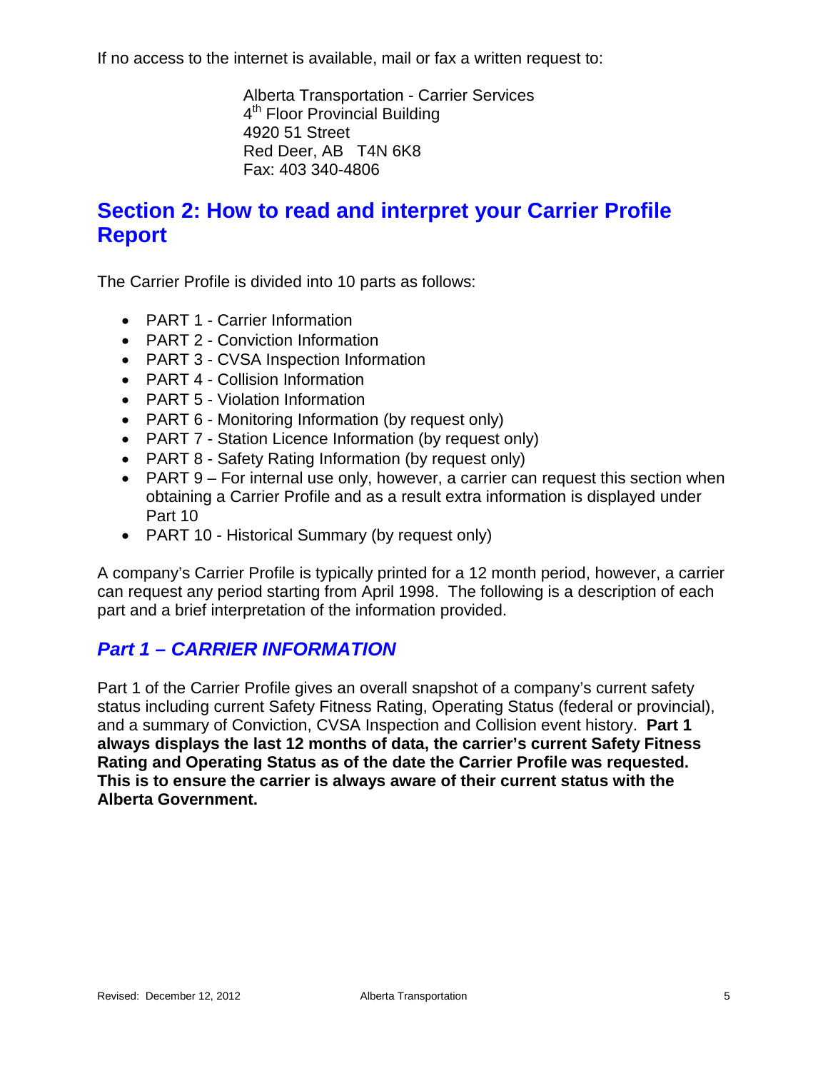If no access to the internet is available, mail or fax a written request to:

Alberta Transportation - Carrier Services
4th Floor Provincial Building
4920 51 Street
Red Deer, AB T4N 6K8
Fax: 403 340-4806

## Section 2: How to read and interpret your Carrier Profile Report

The Carrier Profile is divided into 10 parts as follows:

- PART 1 - Carrier Information
- PART 2 - Conviction Information
- PART 3 - CVSA Inspection Information
- PART 4 - Collision Information
- PART 5 - Violation Information
- PART 6 - Monitoring Information (by request only)
- PART 7 - Station Licence Information (by request only)
- PART 8 - Safety Rating Information (by request only)
- PART 9 – For internal use only, however, a carrier can request this section when obtaining a Carrier Profile and as a result extra information is displayed under Part 10
- PART 10 - Historical Summary (by request only)

A company's Carrier Profile is typically printed for a 12 month period, however, a carrier can request any period starting from April 1998. The following is a description of each part and a brief interpretation of the information provided.

### *Part 1 – CARRIER INFORMATION*

Part 1 of the Carrier Profile gives an overall snapshot of a company's current safety status including current Safety Fitness Rating, Operating Status (federal or provincial), and a summary of Conviction, CVSA Inspection and Collision event history. **Part 1 always displays the last 12 months of data, the carrier's current Safety Fitness Rating and Operating Status as of the date the Carrier Profile was requested. This is to ensure the carrier is always aware of their current status with the Alberta Government.**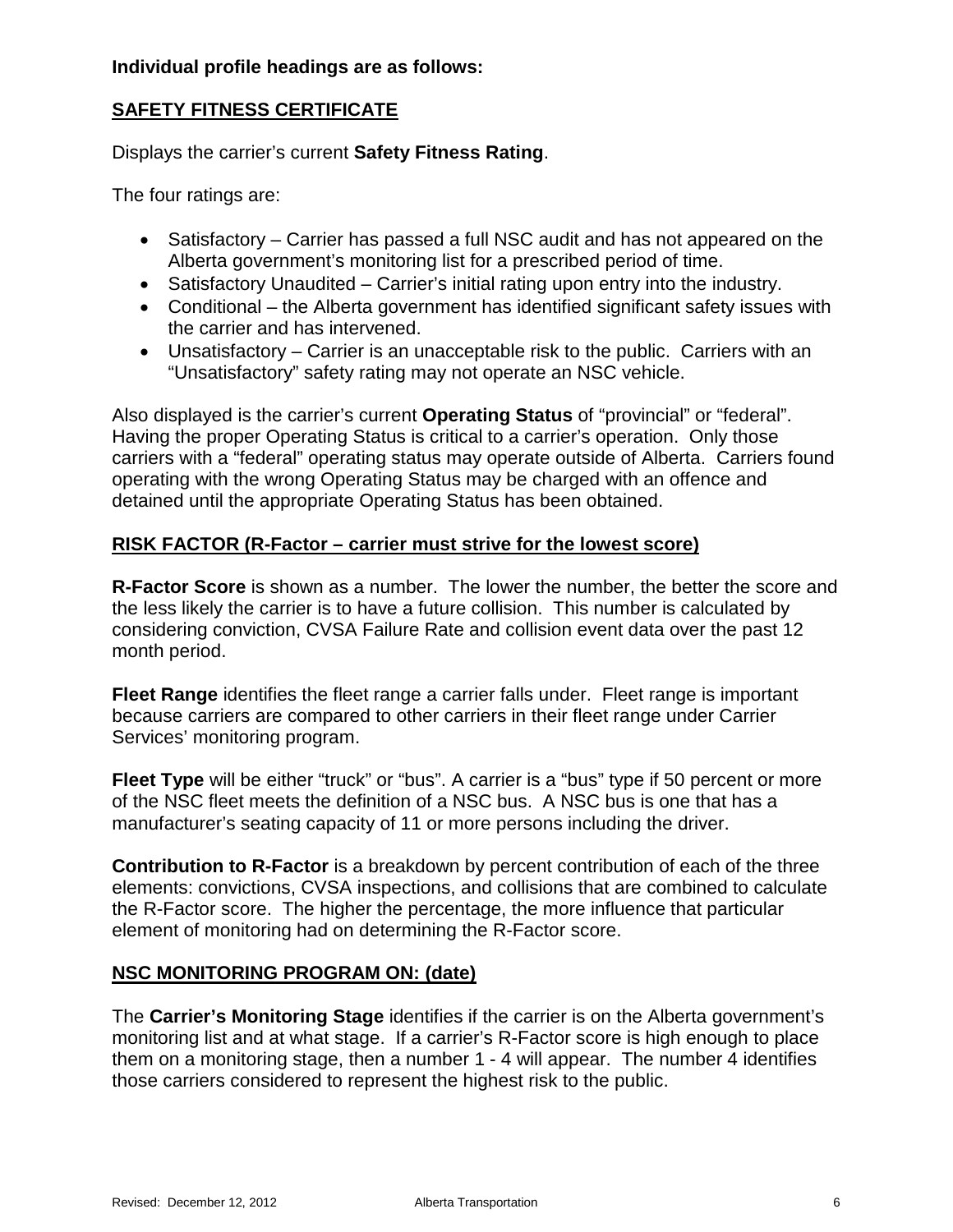**Individual profile headings are as follows:**

## SAFETY FITNESS CERTIFICATE

Displays the carrier's current **Safety Fitness Rating**.

The four ratings are:

- Satisfactory – Carrier has passed a full NSC audit and has not appeared on the Alberta government's monitoring list for a prescribed period of time.
- Satisfactory Unaudited – Carrier's initial rating upon entry into the industry.
- Conditional – the Alberta government has identified significant safety issues with the carrier and has intervened.
- Unsatisfactory – Carrier is an unacceptable risk to the public. Carriers with an "Unsatisfactory" safety rating may not operate an NSC vehicle.

Also displayed is the carrier's current **Operating Status** of "provincial" or "federal". Having the proper Operating Status is critical to a carrier's operation. Only those carriers with a "federal" operating status may operate outside of Alberta. Carriers found operating with the wrong Operating Status may be charged with an offence and detained until the appropriate Operating Status has been obtained.

## RISK FACTOR (R-Factor – carrier must strive for the lowest score)

**R-Factor Score** is shown as a number. The lower the number, the better the score and the less likely the carrier is to have a future collision. This number is calculated by considering conviction, CVSA Failure Rate and collision event data over the past 12 month period.

**Fleet Range** identifies the fleet range a carrier falls under. Fleet range is important because carriers are compared to other carriers in their fleet range under Carrier Services' monitoring program.

**Fleet Type** will be either "truck" or "bus". A carrier is a "bus" type if 50 percent or more of the NSC fleet meets the definition of a NSC bus. A NSC bus is one that has a manufacturer's seating capacity of 11 or more persons including the driver.

**Contribution to R-Factor** is a breakdown by percent contribution of each of the three elements: convictions, CVSA inspections, and collisions that are combined to calculate the R-Factor score. The higher the percentage, the more influence that particular element of monitoring had on determining the R-Factor score.

## NSC MONITORING PROGRAM ON: (date)

The **Carrier's Monitoring Stage** identifies if the carrier is on the Alberta government's monitoring list and at what stage. If a carrier's R-Factor score is high enough to place them on a monitoring stage, then a number 1 - 4 will appear. The number 4 identifies those carriers considered to represent the highest risk to the public.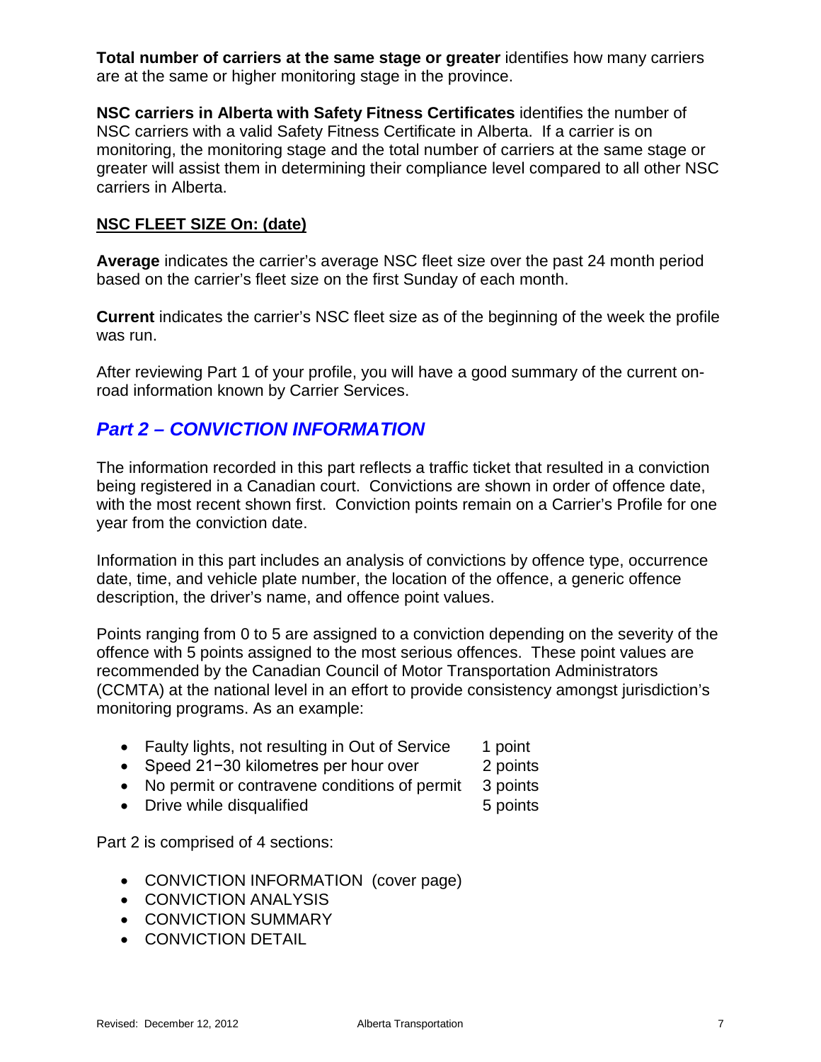**Total number of carriers at the same stage or greater** identifies how many carriers are at the same or higher monitoring stage in the province.

**NSC carriers in Alberta with Safety Fitness Certificates** identifies the number of NSC carriers with a valid Safety Fitness Certificate in Alberta. If a carrier is on monitoring, the monitoring stage and the total number of carriers at the same stage or greater will assist them in determining their compliance level compared to all other NSC carriers in Alberta.

<u>**NSC FLEET SIZE On: (date)**</u>

**Average** indicates the carrier's average NSC fleet size over the past 24 month period based on the carrier's fleet size on the first Sunday of each month.

**Current** indicates the carrier's NSC fleet size as of the beginning of the week the profile was run.

After reviewing Part 1 of your profile, you will have a good summary of the current on-road information known by Carrier Services.

## *Part 2 – CONVICTION INFORMATION*

The information recorded in this part reflects a traffic ticket that resulted in a conviction being registered in a Canadian court. Convictions are shown in order of offence date, with the most recent shown first. Conviction points remain on a Carrier's Profile for one year from the conviction date.

Information in this part includes an analysis of convictions by offence type, occurrence date, time, and vehicle plate number, the location of the offence, a generic offence description, the driver's name, and offence point values.

Points ranging from 0 to 5 are assigned to a conviction depending on the severity of the offence with 5 points assigned to the most serious offences. These point values are recommended by the Canadian Council of Motor Transportation Administrators (CCMTA) at the national level in an effort to provide consistency amongst jurisdiction's monitoring programs. As an example:

- Faulty lights, not resulting in Out of Service — 1 point
- Speed 21−30 kilometres per hour over — 2 points
- No permit or contravene conditions of permit — 3 points
- Drive while disqualified — 5 points

Part 2 is comprised of 4 sections:

- CONVICTION INFORMATION (cover page)
- CONVICTION ANALYSIS
- CONVICTION SUMMARY
- CONVICTION DETAIL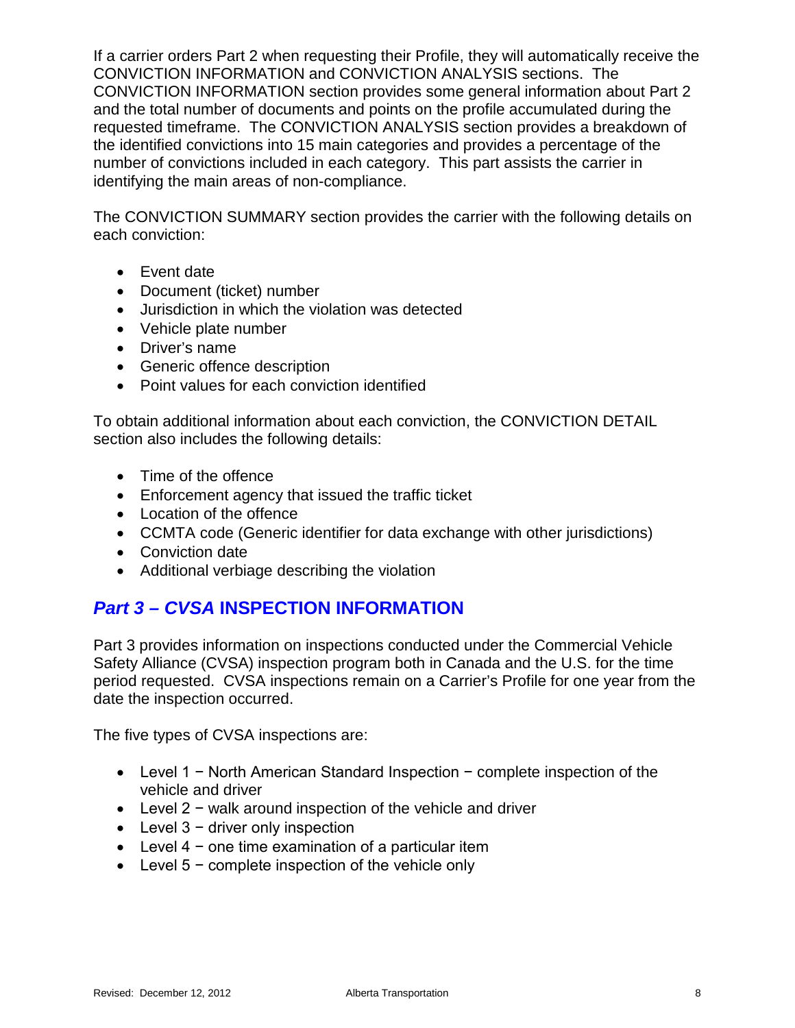If a carrier orders Part 2 when requesting their Profile, they will automatically receive the CONVICTION INFORMATION and CONVICTION ANALYSIS sections. The CONVICTION INFORMATION section provides some general information about Part 2 and the total number of documents and points on the profile accumulated during the requested timeframe. The CONVICTION ANALYSIS section provides a breakdown of the identified convictions into 15 main categories and provides a percentage of the number of convictions included in each category. This part assists the carrier in identifying the main areas of non-compliance.

The CONVICTION SUMMARY section provides the carrier with the following details on each conviction:

- Event date
- Document (ticket) number
- Jurisdiction in which the violation was detected
- Vehicle plate number
- Driver's name
- Generic offence description
- Point values for each conviction identified

To obtain additional information about each conviction, the CONVICTION DETAIL section also includes the following details:

- Time of the offence
- Enforcement agency that issued the traffic ticket
- Location of the offence
- CCMTA code (Generic identifier for data exchange with other jurisdictions)
- Conviction date
- Additional verbiage describing the violation

## *Part 3 – CVSA* INSPECTION INFORMATION

Part 3 provides information on inspections conducted under the Commercial Vehicle Safety Alliance (CVSA) inspection program both in Canada and the U.S. for the time period requested. CVSA inspections remain on a Carrier's Profile for one year from the date the inspection occurred.

The five types of CVSA inspections are:

- Level 1 − North American Standard Inspection − complete inspection of the vehicle and driver
- Level 2 − walk around inspection of the vehicle and driver
- Level 3 − driver only inspection
- Level 4 − one time examination of a particular item
- Level 5 − complete inspection of the vehicle only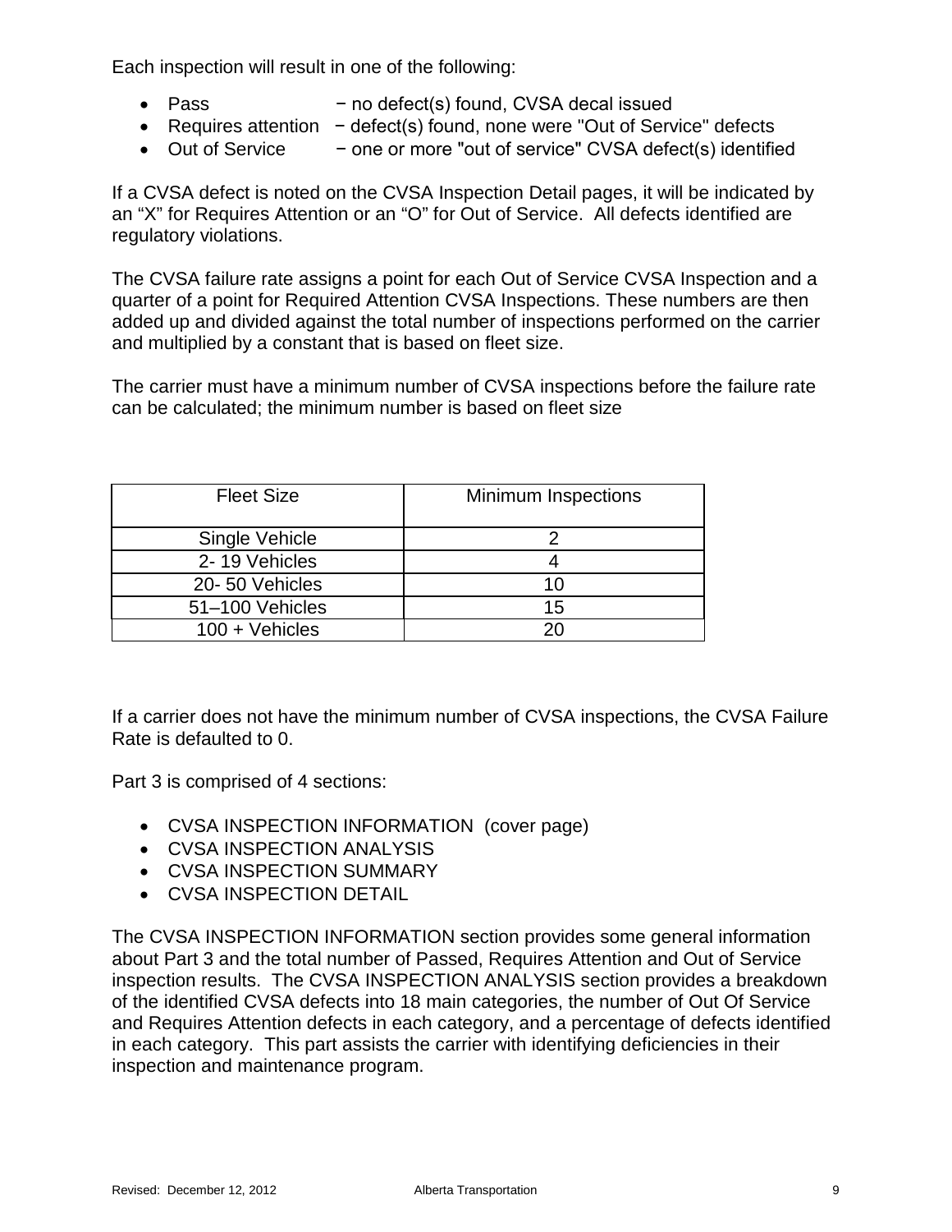Each inspection will result in one of the following:

- Pass − no defect(s) found, CVSA decal issued
- Requires attention − defect(s) found, none were "Out of Service" defects
- Out of Service − one or more "out of service" CVSA defect(s) identified

If a CVSA defect is noted on the CVSA Inspection Detail pages, it will be indicated by an "X" for Requires Attention or an "O" for Out of Service. All defects identified are regulatory violations.

The CVSA failure rate assigns a point for each Out of Service CVSA Inspection and a quarter of a point for Required Attention CVSA Inspections. These numbers are then added up and divided against the total number of inspections performed on the carrier and multiplied by a constant that is based on fleet size.

The carrier must have a minimum number of CVSA inspections before the failure rate can be calculated; the minimum number is based on fleet size

| Fleet Size | Minimum Inspections |
|---|---|
| Single Vehicle | 2 |
| 2- 19 Vehicles | 4 |
| 20- 50 Vehicles | 10 |
| 51–100 Vehicles | 15 |
| 100 + Vehicles | 20 |

If a carrier does not have the minimum number of CVSA inspections, the CVSA Failure Rate is defaulted to 0.

Part 3 is comprised of 4 sections:

- CVSA INSPECTION INFORMATION (cover page)
- CVSA INSPECTION ANALYSIS
- CVSA INSPECTION SUMMARY
- CVSA INSPECTION DETAIL

The CVSA INSPECTION INFORMATION section provides some general information about Part 3 and the total number of Passed, Requires Attention and Out of Service inspection results. The CVSA INSPECTION ANALYSIS section provides a breakdown of the identified CVSA defects into 18 main categories, the number of Out Of Service and Requires Attention defects in each category, and a percentage of defects identified in each category. This part assists the carrier with identifying deficiencies in their inspection and maintenance program.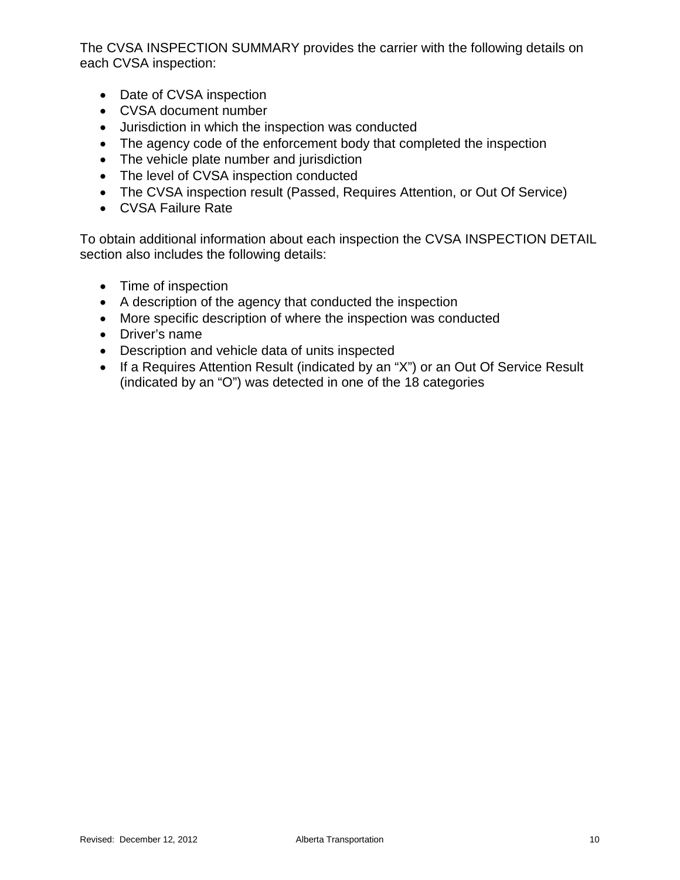The CVSA INSPECTION SUMMARY provides the carrier with the following details on each CVSA inspection:

- Date of CVSA inspection
- CVSA document number
- Jurisdiction in which the inspection was conducted
- The agency code of the enforcement body that completed the inspection
- The vehicle plate number and jurisdiction
- The level of CVSA inspection conducted
- The CVSA inspection result (Passed, Requires Attention, or Out Of Service)
- CVSA Failure Rate

To obtain additional information about each inspection the CVSA INSPECTION DETAIL section also includes the following details:

- Time of inspection
- A description of the agency that conducted the inspection
- More specific description of where the inspection was conducted
- Driver's name
- Description and vehicle data of units inspected
- If a Requires Attention Result (indicated by an "X") or an Out Of Service Result (indicated by an "O") was detected in one of the 18 categories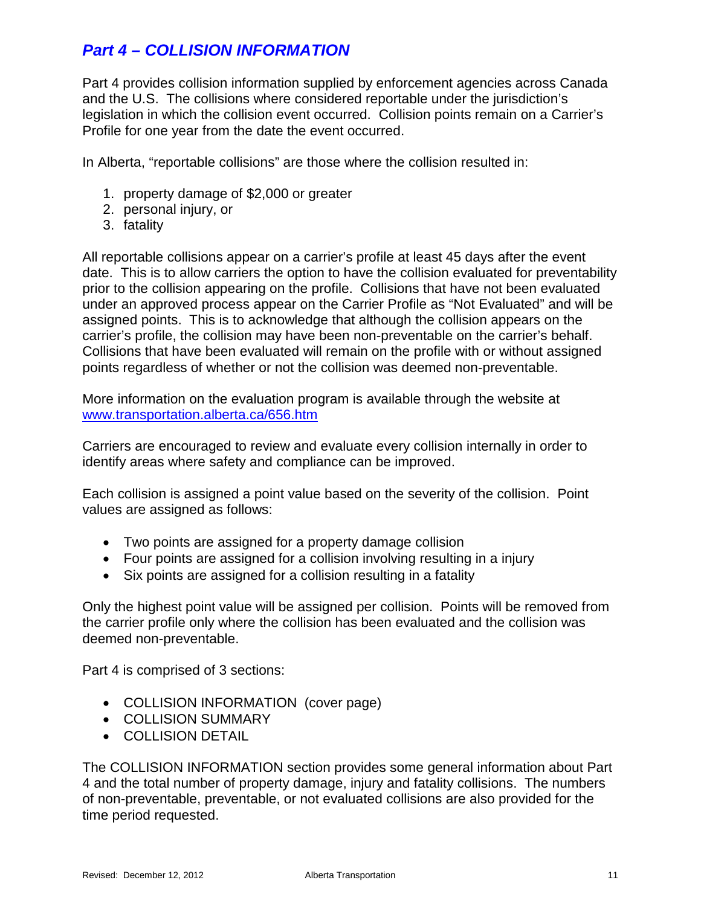## *Part 4 – COLLISION INFORMATION*

Part 4 provides collision information supplied by enforcement agencies across Canada and the U.S. The collisions where considered reportable under the jurisdiction's legislation in which the collision event occurred. Collision points remain on a Carrier's Profile for one year from the date the event occurred.

In Alberta, "reportable collisions" are those where the collision resulted in:

1. property damage of $2,000 or greater
2. personal injury, or
3. fatality

All reportable collisions appear on a carrier's profile at least 45 days after the event date. This is to allow carriers the option to have the collision evaluated for preventability prior to the collision appearing on the profile. Collisions that have not been evaluated under an approved process appear on the Carrier Profile as "Not Evaluated" and will be assigned points. This is to acknowledge that although the collision appears on the carrier's profile, the collision may have been non-preventable on the carrier's behalf. Collisions that have been evaluated will remain on the profile with or without assigned points regardless of whether or not the collision was deemed non-preventable.

More information on the evaluation program is available through the website at [www.transportation.alberta.ca/656.htm](http://www.transportation.alberta.ca/656.htm)

Carriers are encouraged to review and evaluate every collision internally in order to identify areas where safety and compliance can be improved.

Each collision is assigned a point value based on the severity of the collision. Point values are assigned as follows:

- Two points are assigned for a property damage collision
- Four points are assigned for a collision involving resulting in a injury
- Six points are assigned for a collision resulting in a fatality

Only the highest point value will be assigned per collision. Points will be removed from the carrier profile only where the collision has been evaluated and the collision was deemed non-preventable.

Part 4 is comprised of 3 sections:

- COLLISION INFORMATION (cover page)
- COLLISION SUMMARY
- COLLISION DETAIL

The COLLISION INFORMATION section provides some general information about Part 4 and the total number of property damage, injury and fatality collisions. The numbers of non-preventable, preventable, or not evaluated collisions are also provided for the time period requested.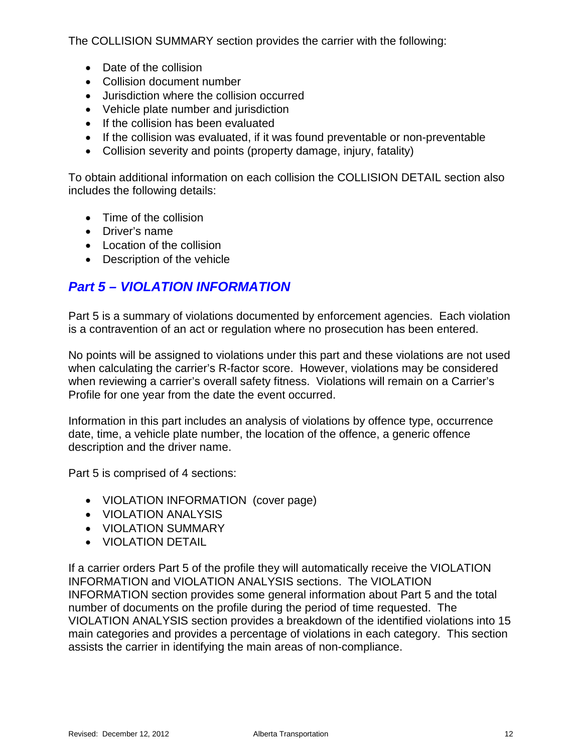The COLLISION SUMMARY section provides the carrier with the following:

- Date of the collision
- Collision document number
- Jurisdiction where the collision occurred
- Vehicle plate number and jurisdiction
- If the collision has been evaluated
- If the collision was evaluated, if it was found preventable or non-preventable
- Collision severity and points (property damage, injury, fatality)

To obtain additional information on each collision the COLLISION DETAIL section also includes the following details:

- Time of the collision
- Driver's name
- Location of the collision
- Description of the vehicle

## *Part 5 – VIOLATION INFORMATION*

Part 5 is a summary of violations documented by enforcement agencies. Each violation is a contravention of an act or regulation where no prosecution has been entered.

No points will be assigned to violations under this part and these violations are not used when calculating the carrier's R-factor score. However, violations may be considered when reviewing a carrier's overall safety fitness. Violations will remain on a Carrier's Profile for one year from the date the event occurred.

Information in this part includes an analysis of violations by offence type, occurrence date, time, a vehicle plate number, the location of the offence, a generic offence description and the driver name.

Part 5 is comprised of 4 sections:

- VIOLATION INFORMATION (cover page)
- VIOLATION ANALYSIS
- VIOLATION SUMMARY
- VIOLATION DETAIL

If a carrier orders Part 5 of the profile they will automatically receive the VIOLATION INFORMATION and VIOLATION ANALYSIS sections. The VIOLATION INFORMATION section provides some general information about Part 5 and the total number of documents on the profile during the period of time requested. The VIOLATION ANALYSIS section provides a breakdown of the identified violations into 15 main categories and provides a percentage of violations in each category. This section assists the carrier in identifying the main areas of non-compliance.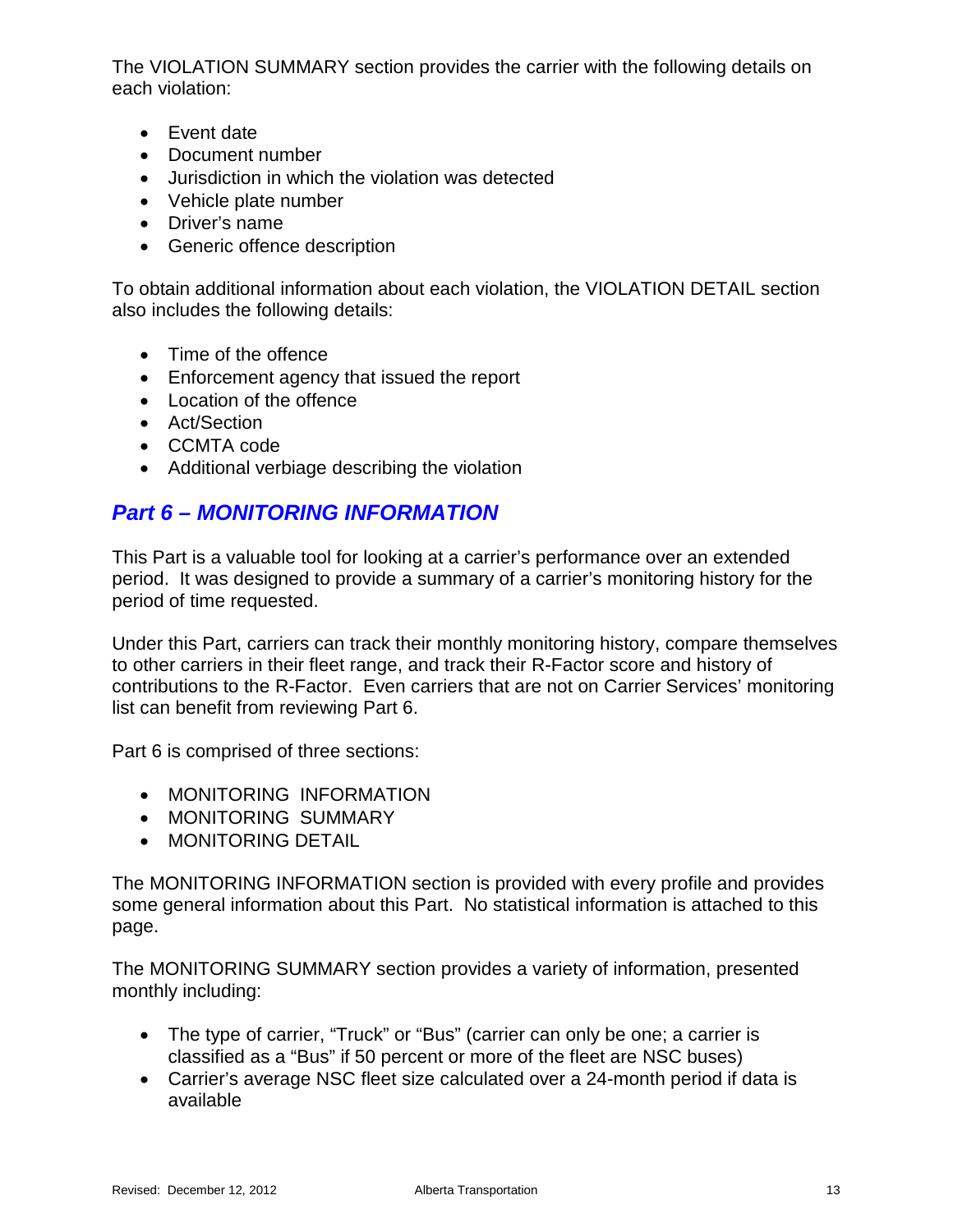The VIOLATION SUMMARY section provides the carrier with the following details on each violation:

- Event date
- Document number
- Jurisdiction in which the violation was detected
- Vehicle plate number
- Driver's name
- Generic offence description

To obtain additional information about each violation, the VIOLATION DETAIL section also includes the following details:

- Time of the offence
- Enforcement agency that issued the report
- Location of the offence
- Act/Section
- CCMTA code
- Additional verbiage describing the violation

## *Part 6 – MONITORING INFORMATION*

This Part is a valuable tool for looking at a carrier's performance over an extended period. It was designed to provide a summary of a carrier's monitoring history for the period of time requested.

Under this Part, carriers can track their monthly monitoring history, compare themselves to other carriers in their fleet range, and track their R-Factor score and history of contributions to the R-Factor. Even carriers that are not on Carrier Services' monitoring list can benefit from reviewing Part 6.

Part 6 is comprised of three sections:

- MONITORING INFORMATION
- MONITORING SUMMARY
- MONITORING DETAIL

The MONITORING INFORMATION section is provided with every profile and provides some general information about this Part. No statistical information is attached to this page.

The MONITORING SUMMARY section provides a variety of information, presented monthly including:

- The type of carrier, "Truck" or "Bus" (carrier can only be one; a carrier is classified as a "Bus" if 50 percent or more of the fleet are NSC buses)
- Carrier's average NSC fleet size calculated over a 24-month period if data is available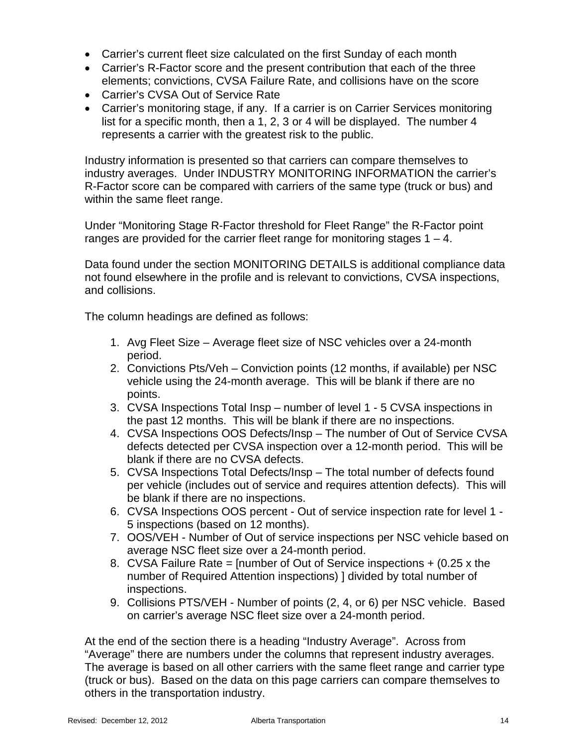- Carrier's current fleet size calculated on the first Sunday of each month
- Carrier's R-Factor score and the present contribution that each of the three elements; convictions, CVSA Failure Rate, and collisions have on the score
- Carrier's CVSA Out of Service Rate
- Carrier's monitoring stage, if any. If a carrier is on Carrier Services monitoring list for a specific month, then a 1, 2, 3 or 4 will be displayed. The number 4 represents a carrier with the greatest risk to the public.

Industry information is presented so that carriers can compare themselves to industry averages. Under INDUSTRY MONITORING INFORMATION the carrier's R-Factor score can be compared with carriers of the same type (truck or bus) and within the same fleet range.

Under "Monitoring Stage R-Factor threshold for Fleet Range" the R-Factor point ranges are provided for the carrier fleet range for monitoring stages 1 – 4.

Data found under the section MONITORING DETAILS is additional compliance data not found elsewhere in the profile and is relevant to convictions, CVSA inspections, and collisions.

The column headings are defined as follows:

1. Avg Fleet Size – Average fleet size of NSC vehicles over a 24-month period.
2. Convictions Pts/Veh – Conviction points (12 months, if available) per NSC vehicle using the 24-month average. This will be blank if there are no points.
3. CVSA Inspections Total Insp – number of level 1 - 5 CVSA inspections in the past 12 months. This will be blank if there are no inspections.
4. CVSA Inspections OOS Defects/Insp – The number of Out of Service CVSA defects detected per CVSA inspection over a 12-month period. This will be blank if there are no CVSA defects.
5. CVSA Inspections Total Defects/Insp – The total number of defects found per vehicle (includes out of service and requires attention defects). This will be blank if there are no inspections.
6. CVSA Inspections OOS percent - Out of service inspection rate for level 1 - 5 inspections (based on 12 months).
7. OOS/VEH - Number of Out of service inspections per NSC vehicle based on average NSC fleet size over a 24-month period.
8. CVSA Failure Rate = [number of Out of Service inspections + (0.25 x the number of Required Attention inspections) ] divided by total number of inspections.
9. Collisions PTS/VEH - Number of points (2, 4, or 6) per NSC vehicle. Based on carrier's average NSC fleet size over a 24-month period.

At the end of the section there is a heading "Industry Average". Across from "Average" there are numbers under the columns that represent industry averages. The average is based on all other carriers with the same fleet range and carrier type (truck or bus). Based on the data on this page carriers can compare themselves to others in the transportation industry.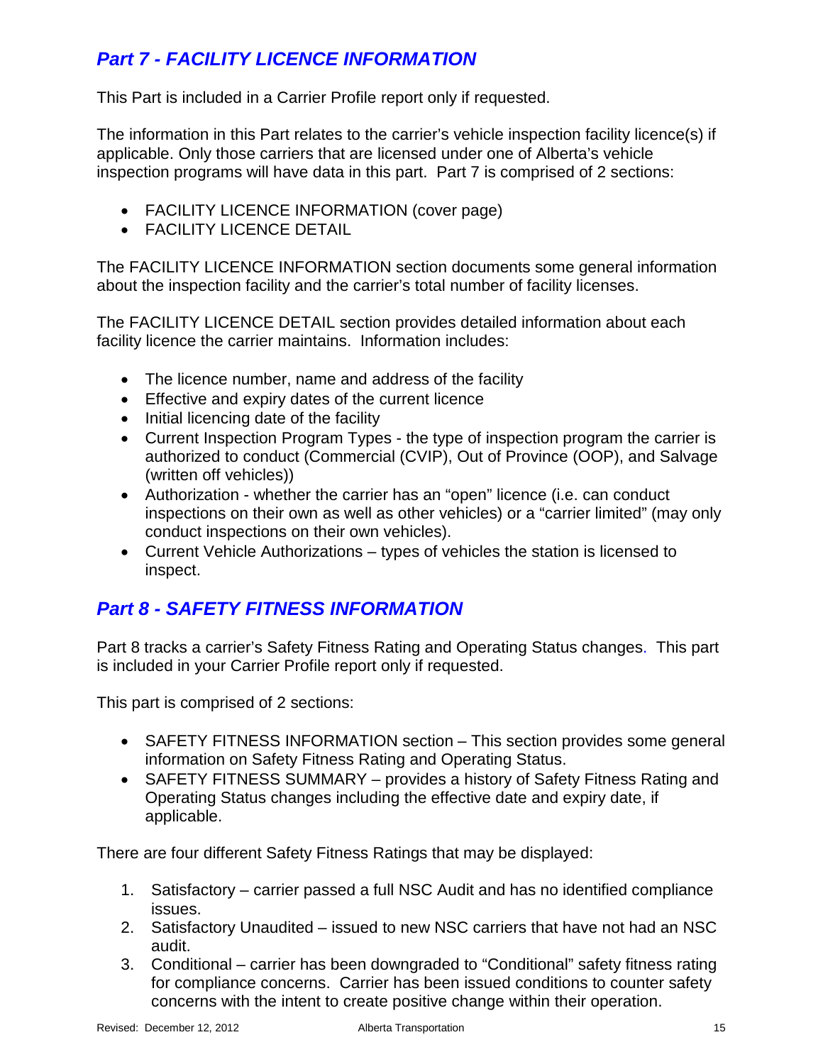## *Part 7 - FACILITY LICENCE INFORMATION*

This Part is included in a Carrier Profile report only if requested.

The information in this Part relates to the carrier's vehicle inspection facility licence(s) if applicable. Only those carriers that are licensed under one of Alberta's vehicle inspection programs will have data in this part. Part 7 is comprised of 2 sections:

- FACILITY LICENCE INFORMATION (cover page)
- FACILITY LICENCE DETAIL

The FACILITY LICENCE INFORMATION section documents some general information about the inspection facility and the carrier's total number of facility licenses.

The FACILITY LICENCE DETAIL section provides detailed information about each facility licence the carrier maintains. Information includes:

- The licence number, name and address of the facility
- Effective and expiry dates of the current licence
- Initial licencing date of the facility
- Current Inspection Program Types - the type of inspection program the carrier is authorized to conduct (Commercial (CVIP), Out of Province (OOP), and Salvage (written off vehicles))
- Authorization - whether the carrier has an "open" licence (i.e. can conduct inspections on their own as well as other vehicles) or a "carrier limited" (may only conduct inspections on their own vehicles).
- Current Vehicle Authorizations – types of vehicles the station is licensed to inspect.

## *Part 8 - SAFETY FITNESS INFORMATION*

Part 8 tracks a carrier's Safety Fitness Rating and Operating Status changes. This part is included in your Carrier Profile report only if requested.

This part is comprised of 2 sections:

- SAFETY FITNESS INFORMATION section – This section provides some general information on Safety Fitness Rating and Operating Status.
- SAFETY FITNESS SUMMARY – provides a history of Safety Fitness Rating and Operating Status changes including the effective date and expiry date, if applicable.

There are four different Safety Fitness Ratings that may be displayed:

1. Satisfactory – carrier passed a full NSC Audit and has no identified compliance issues.
2. Satisfactory Unaudited – issued to new NSC carriers that have not had an NSC audit.
3. Conditional – carrier has been downgraded to "Conditional" safety fitness rating for compliance concerns. Carrier has been issued conditions to counter safety concerns with the intent to create positive change within their operation.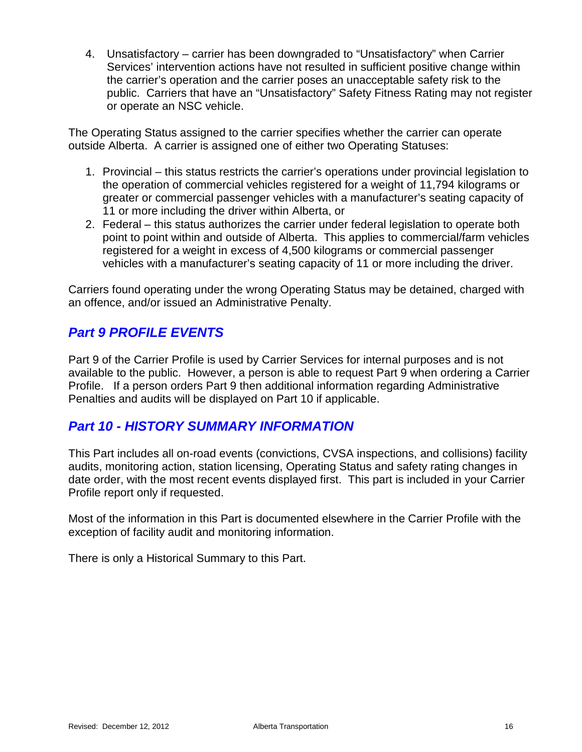4. Unsatisfactory – carrier has been downgraded to "Unsatisfactory" when Carrier Services' intervention actions have not resulted in sufficient positive change within the carrier's operation and the carrier poses an unacceptable safety risk to the public. Carriers that have an "Unsatisfactory" Safety Fitness Rating may not register or operate an NSC vehicle.

The Operating Status assigned to the carrier specifies whether the carrier can operate outside Alberta. A carrier is assigned one of either two Operating Statuses:

1. Provincial – this status restricts the carrier's operations under provincial legislation to the operation of commercial vehicles registered for a weight of 11,794 kilograms or greater or commercial passenger vehicles with a manufacturer's seating capacity of 11 or more including the driver within Alberta, or
2. Federal – this status authorizes the carrier under federal legislation to operate both point to point within and outside of Alberta. This applies to commercial/farm vehicles registered for a weight in excess of 4,500 kilograms or commercial passenger vehicles with a manufacturer's seating capacity of 11 or more including the driver.

Carriers found operating under the wrong Operating Status may be detained, charged with an offence, and/or issued an Administrative Penalty.

## *Part 9 PROFILE EVENTS*

Part 9 of the Carrier Profile is used by Carrier Services for internal purposes and is not available to the public. However, a person is able to request Part 9 when ordering a Carrier Profile. If a person orders Part 9 then additional information regarding Administrative Penalties and audits will be displayed on Part 10 if applicable.

## *Part 10 - HISTORY SUMMARY INFORMATION*

This Part includes all on-road events (convictions, CVSA inspections, and collisions) facility audits, monitoring action, station licensing, Operating Status and safety rating changes in date order, with the most recent events displayed first. This part is included in your Carrier Profile report only if requested.

Most of the information in this Part is documented elsewhere in the Carrier Profile with the exception of facility audit and monitoring information.

There is only a Historical Summary to this Part.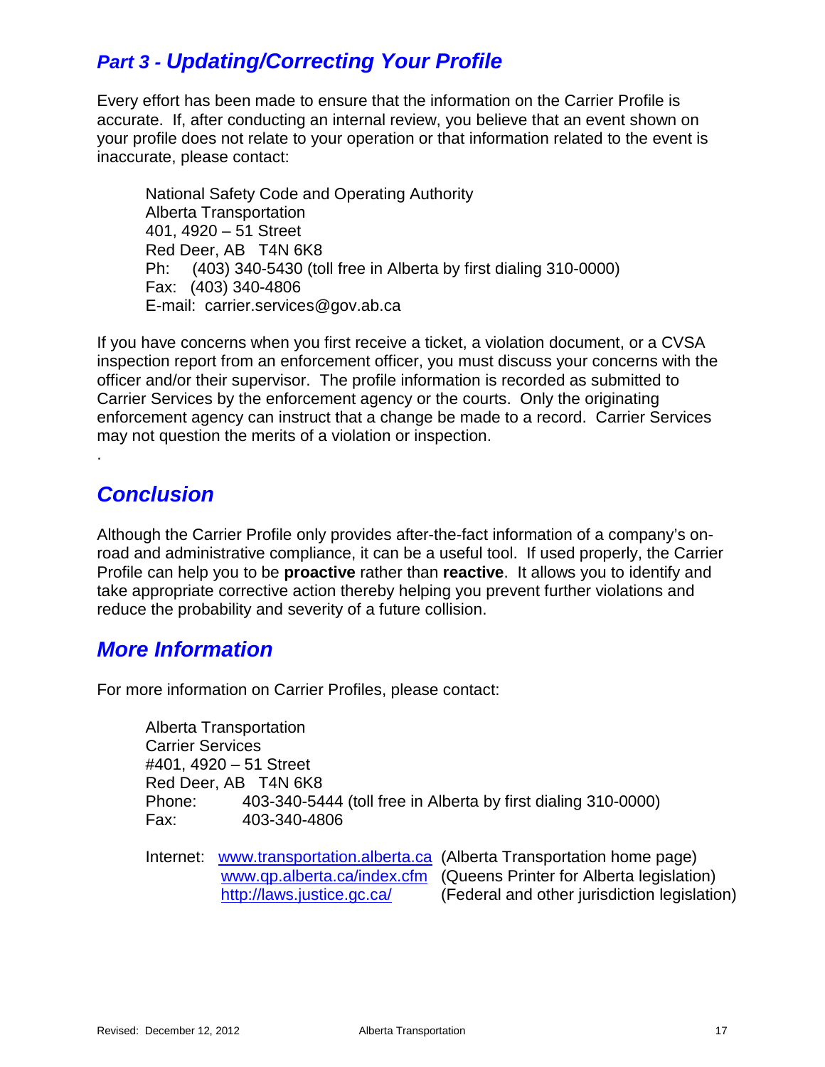## *Part 3 - Updating/Correcting Your Profile*

Every effort has been made to ensure that the information on the Carrier Profile is accurate. If, after conducting an internal review, you believe that an event shown on your profile does not relate to your operation or that information related to the event is inaccurate, please contact:

> National Safety Code and Operating Authority
> Alberta Transportation
> 401, 4920 – 51 Street
> Red Deer, AB T4N 6K8
> Ph: (403) 340-5430 (toll free in Alberta by first dialing 310-0000)
> Fax: (403) 340-4806
> E-mail: carrier.services@gov.ab.ca

If you have concerns when you first receive a ticket, a violation document, or a CVSA inspection report from an enforcement officer, you must discuss your concerns with the officer and/or their supervisor. The profile information is recorded as submitted to Carrier Services by the enforcement agency or the courts. Only the originating enforcement agency can instruct that a change be made to a record. Carrier Services may not question the merits of a violation or inspection.

.

## *Conclusion*

Although the Carrier Profile only provides after-the-fact information of a company's on-road and administrative compliance, it can be a useful tool. If used properly, the Carrier Profile can help you to be **proactive** rather than **reactive**. It allows you to identify and take appropriate corrective action thereby helping you prevent further violations and reduce the probability and severity of a future collision.

## *More Information*

For more information on Carrier Profiles, please contact:

> Alberta Transportation
> Carrier Services
> #401, 4920 – 51 Street
> Red Deer, AB T4N 6K8
> Phone: 403-340-5444 (toll free in Alberta by first dialing 310-0000)
> Fax: 403-340-4806

| | | |
|---|---|---|
| Internet: | www.transportation.alberta.ca | (Alberta Transportation home page) |
| | www.qp.alberta.ca/index.cfm | (Queens Printer for Alberta legislation) |
| | http://laws.justice.gc.ca/ | (Federal and other jurisdiction legislation) |